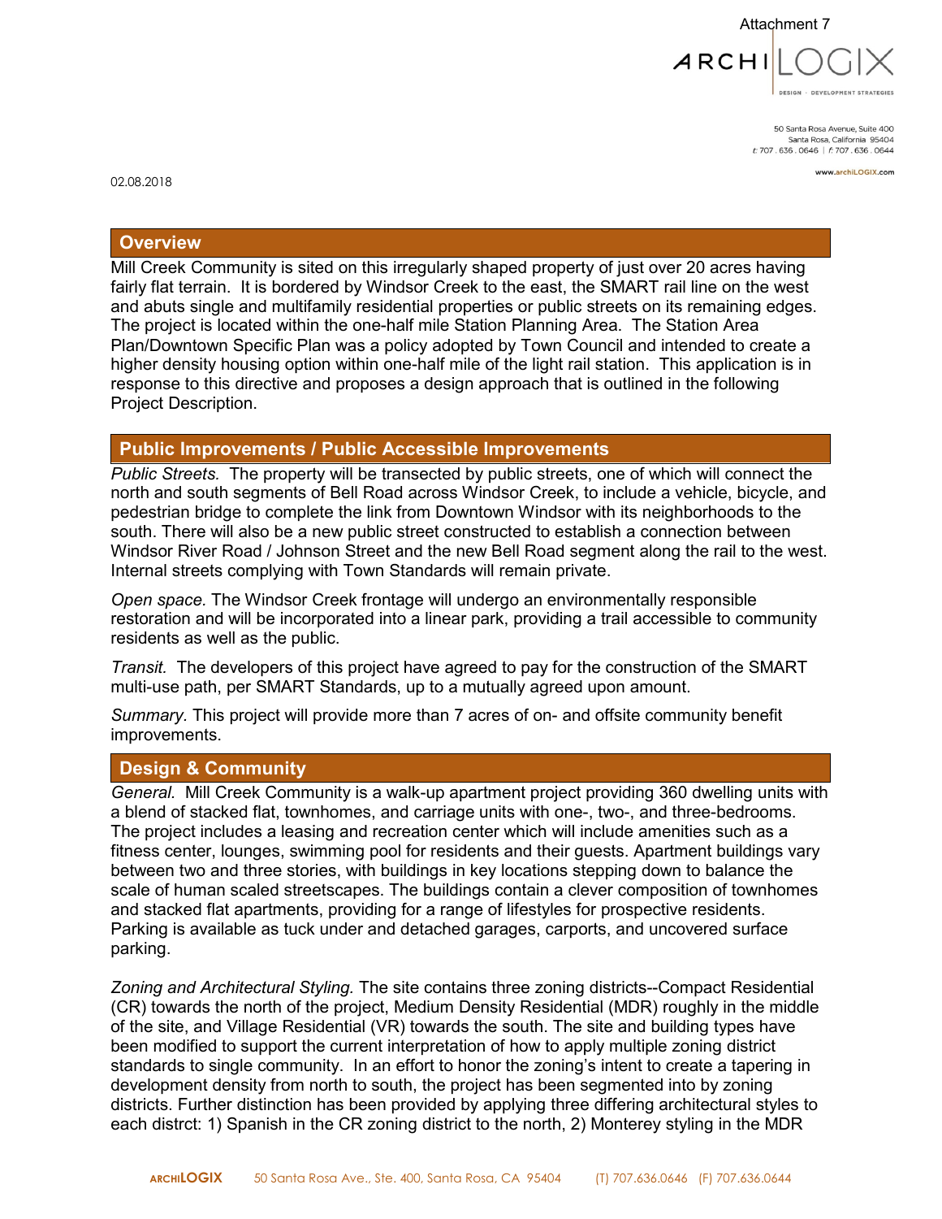Attachment 7

ARCHILOGIX

DESIGN · DEVELOPMENT STRATEGIES

50 Santa Rosa Avenue, Suite 400
Santa Rosa, California 95404
t: 707 . 636 . 0646 | f: 707 . 636 . 0644

www.archiLOGIX.com

02.08.2018

## Overview

Mill Creek Community is sited on this irregularly shaped property of just over 20 acres having fairly flat terrain. It is bordered by Windsor Creek to the east, the SMART rail line on the west and abuts single and multifamily residential properties or public streets on its remaining edges. The project is located within the one-half mile Station Planning Area. The Station Area Plan/Downtown Specific Plan was a policy adopted by Town Council and intended to create a higher density housing option within one-half mile of the light rail station. This application is in response to this directive and proposes a design approach that is outlined in the following Project Description.

## Public Improvements / Public Accessible Improvements

*Public Streets.* The property will be transected by public streets, one of which will connect the north and south segments of Bell Road across Windsor Creek, to include a vehicle, bicycle, and pedestrian bridge to complete the link from Downtown Windsor with its neighborhoods to the south. There will also be a new public street constructed to establish a connection between Windsor River Road / Johnson Street and the new Bell Road segment along the rail to the west. Internal streets complying with Town Standards will remain private.

*Open space.* The Windsor Creek frontage will undergo an environmentally responsible restoration and will be incorporated into a linear park, providing a trail accessible to community residents as well as the public.

*Transit.* The developers of this project have agreed to pay for the construction of the SMART multi-use path, per SMART Standards, up to a mutually agreed upon amount.

*Summary.* This project will provide more than 7 acres of on- and offsite community benefit improvements.

## Design & Community

*General.* Mill Creek Community is a walk-up apartment project providing 360 dwelling units with a blend of stacked flat, townhomes, and carriage units with one-, two-, and three-bedrooms. The project includes a leasing and recreation center which will include amenities such as a fitness center, lounges, swimming pool for residents and their guests. Apartment buildings vary between two and three stories, with buildings in key locations stepping down to balance the scale of human scaled streetscapes. The buildings contain a clever composition of townhomes and stacked flat apartments, providing for a range of lifestyles for prospective residents. Parking is available as tuck under and detached garages, carports, and uncovered surface parking.

*Zoning and Architectural Styling.* The site contains three zoning districts--Compact Residential (CR) towards the north of the project, Medium Density Residential (MDR) roughly in the middle of the site, and Village Residential (VR) towards the south. The site and building types have been modified to support the current interpretation of how to apply multiple zoning district standards to single community. In an effort to honor the zoning's intent to create a tapering in development density from north to south, the project has been segmented into by zoning districts. Further distinction has been provided by applying three differing architectural styles to each distrct: 1) Spanish in the CR zoning district to the north, 2) Monterey styling in the MDR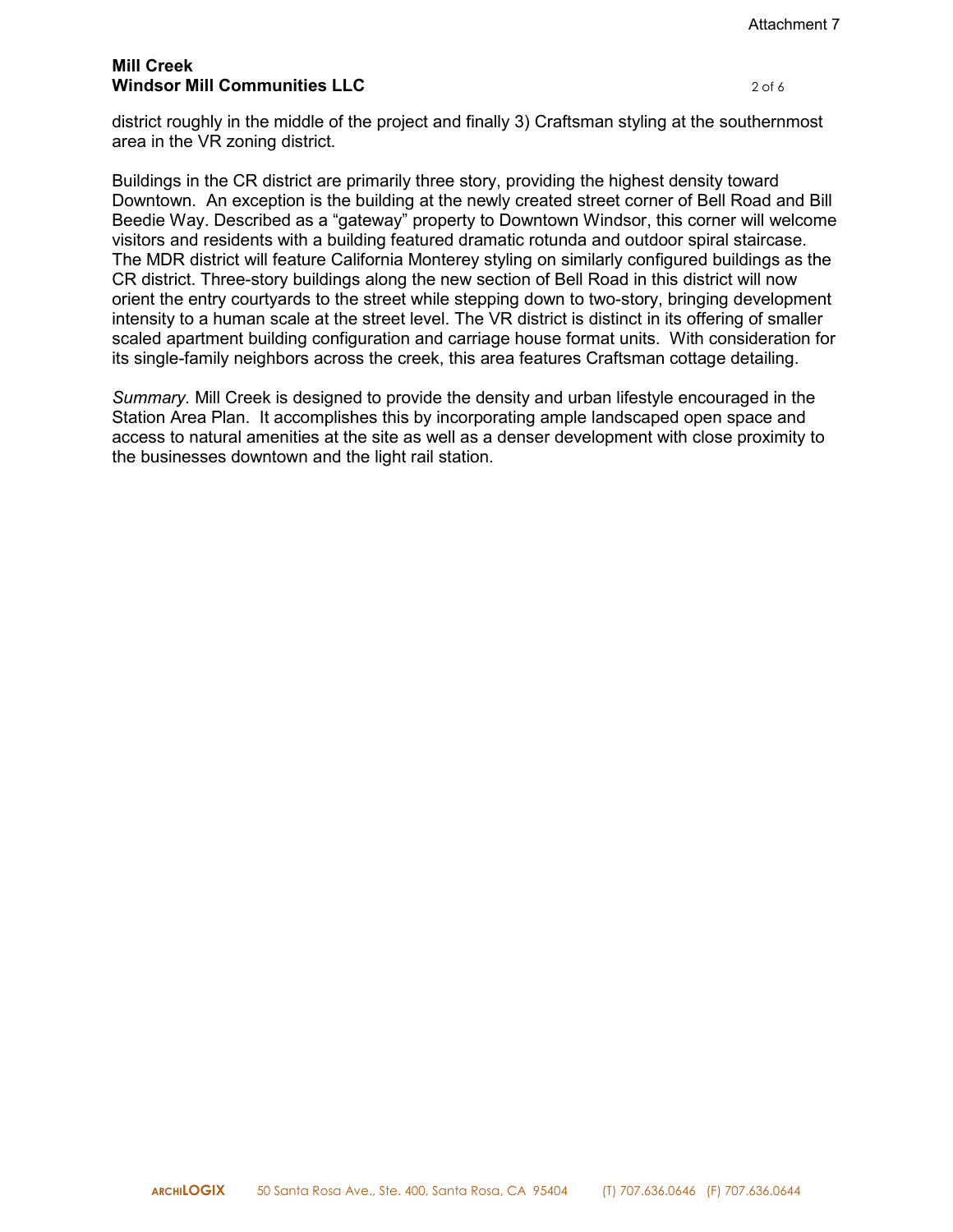district roughly in the middle of the project and finally 3) Craftsman styling at the southernmost area in the VR zoning district.

Buildings in the CR district are primarily three story, providing the highest density toward Downtown. An exception is the building at the newly created street corner of Bell Road and Bill Beedie Way. Described as a "gateway" property to Downtown Windsor, this corner will welcome visitors and residents with a building featured dramatic rotunda and outdoor spiral staircase. The MDR district will feature California Monterey styling on similarly configured buildings as the CR district. Three-story buildings along the new section of Bell Road in this district will now orient the entry courtyards to the street while stepping down to two-story, bringing development intensity to a human scale at the street level. The VR district is distinct in its offering of smaller scaled apartment building configuration and carriage house format units. With consideration for its single-family neighbors across the creek, this area features Craftsman cottage detailing.

*Summary.* Mill Creek is designed to provide the density and urban lifestyle encouraged in the Station Area Plan. It accomplishes this by incorporating ample landscaped open space and access to natural amenities at the site as well as a denser development with close proximity to the businesses downtown and the light rail station.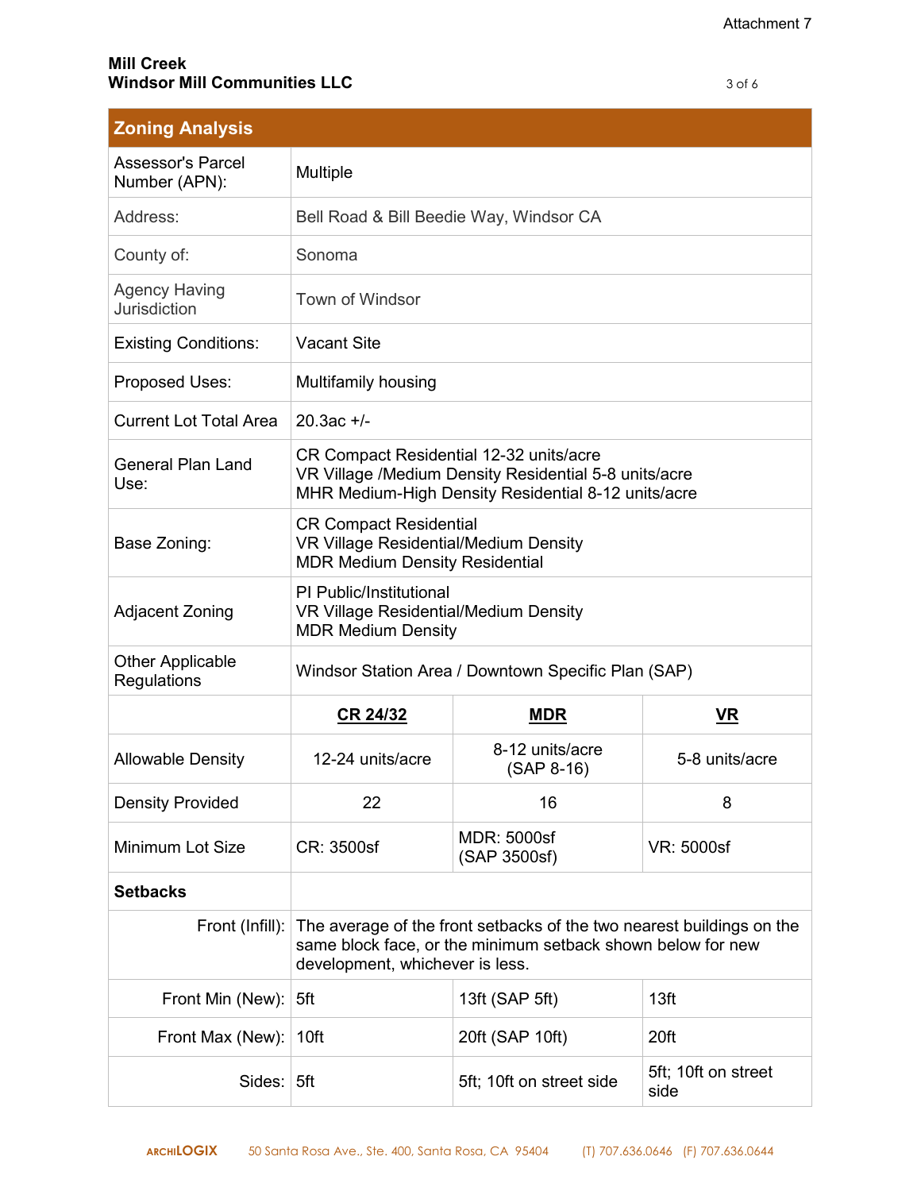Attachment 7

**Mill Creek**
**Windsor Mill Communities LLC**

## Zoning Analysis

| | | | |
|---|---|---|---|
| Assessor's Parcel Number (APN): | Multiple | | |
| Address: | Bell Road & Bill Beedie Way, Windsor CA | | |
| County of: | Sonoma | | |
| Agency Having Jurisdiction | Town of Windsor | | |
| Existing Conditions: | Vacant Site | | |
| Proposed Uses: | Multifamily housing | | |
| Current Lot Total Area | 20.3ac +/- | | |
| General Plan Land Use: | CR Compact Residential 12-32 units/acre<br>VR Village /Medium Density Residential 5-8 units/acre<br>MHR Medium-High Density Residential 8-12 units/acre | | |
| Base Zoning: | CR Compact Residential<br>VR Village Residential/Medium Density<br>MDR Medium Density Residential | | |
| Adjacent Zoning | PI Public/Institutional<br>VR Village Residential/Medium Density<br>MDR Medium Density | | |
| Other Applicable Regulations | Windsor Station Area / Downtown Specific Plan (SAP) | | |
| | **CR 24/32** | **MDR** | **VR** |
| Allowable Density | 12-24 units/acre | 8-12 units/acre<br>(SAP 8-16) | 5-8 units/acre |
| Density Provided | 22 | 16 | 8 |
| Minimum Lot Size | CR: 3500sf | MDR: 5000sf<br>(SAP 3500sf) | VR: 5000sf |
| **Setbacks** | | | |
| Front (Infill): | The average of the front setbacks of the two nearest buildings on the same block face, or the minimum setback shown below for new development, whichever is less. | | |
| Front Min (New): | 5ft | 13ft (SAP 5ft) | 13ft |
| Front Max (New): | 10ft | 20ft (SAP 10ft) | 20ft |
| Sides: | 5ft | 5ft; 10ft on street side | 5ft; 10ft on street side |

ARCHILOGIX 50 Santa Rosa Ave., Ste. 400, Santa Rosa, CA 95404 (T) 707.636.0646 (F) 707.636.0644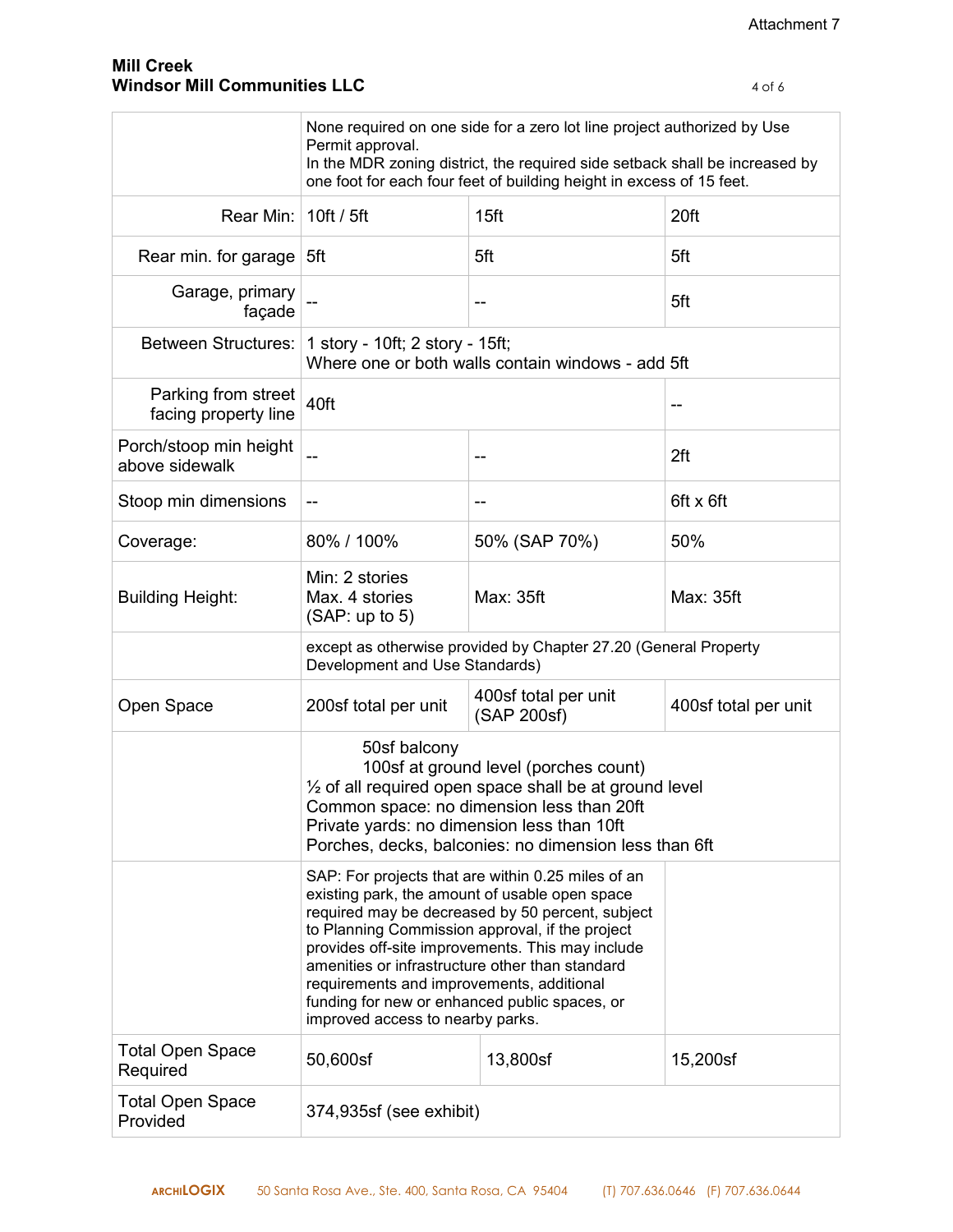Attachment 7

**Mill Creek**
**Windsor Mill Communities LLC**

| | | | |
|---|---|---|---|
| | None required on one side for a zero lot line project authorized by Use Permit approval.<br>In the MDR zoning district, the required side setback shall be increased by one foot for each four feet of building height in excess of 15 feet. | | |
| Rear Min: | 10ft / 5ft | 15ft | 20ft |
| Rear min. for garage | 5ft | 5ft | 5ft |
| Garage, primary façade | -- | -- | 5ft |
| Between Structures: | 1 story - 10ft; 2 story - 15ft;<br>Where one or both walls contain windows - add 5ft | | |
| Parking from street facing property line | 40ft | | -- |
| Porch/stoop min height above sidewalk | -- | -- | 2ft |
| Stoop min dimensions | -- | -- | 6ft x 6ft |
| Coverage: | 80% / 100% | 50% (SAP 70%) | 50% |
| Building Height: | Min: 2 stories<br>Max. 4 stories<br>(SAP: up to 5) | Max: 35ft | Max: 35ft |
| | except as otherwise provided by Chapter 27.20 (General Property Development and Use Standards) | | |
| Open Space | 200sf total per unit | 400sf total per unit (SAP 200sf) | 400sf total per unit |
| | 50sf balcony<br>100sf at ground level (porches count)<br>½ of all required open space shall be at ground level<br>Common space: no dimension less than 20ft<br>Private yards: no dimension less than 10ft<br>Porches, decks, balconies: no dimension less than 6ft | | |
| | SAP: For projects that are within 0.25 miles of an existing park, the amount of usable open space required may be decreased by 50 percent, subject to Planning Commission approval, if the project provides off-site improvements. This may include amenities or infrastructure other than standard requirements and improvements, additional funding for new or enhanced public spaces, or improved access to nearby parks. | | |
| Total Open Space Required | 50,600sf | 13,800sf | 15,200sf |
| Total Open Space Provided | 374,935sf (see exhibit) | | |

ARCHILOGIX 50 Santa Rosa Ave., Ste. 400, Santa Rosa, CA 95404 (T) 707.636.0646 (F) 707.636.0644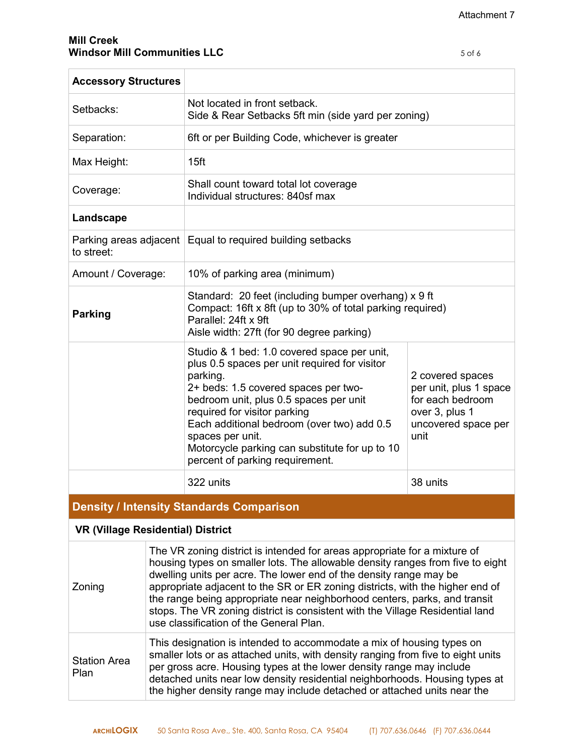| Accessory Structures | | |
|---|---|---|
| Setbacks: | Not located in front setback.<br>Side & Rear Setbacks 5ft min (side yard per zoning) | |
| Separation: | 6ft or per Building Code, whichever is greater | |
| Max Height: | 15ft | |
| Coverage: | Shall count toward total lot coverage<br>Individual structures: 840sf max | |
| **Landscape** | | |
| Parking areas adjacent to street: | Equal to required building setbacks | |
| Amount / Coverage: | 10% of parking area (minimum) | |
| **Parking** | Standard: 20 feet (including bumper overhang) x 9 ft<br>Compact: 16ft x 8ft (up to 30% of total parking required)<br>Parallel: 24ft x 9ft<br>Aisle width: 27ft (for 90 degree parking) | |
| | Studio & 1 bed: 1.0 covered space per unit, plus 0.5 spaces per unit required for visitor parking.<br>2+ beds: 1.5 covered spaces per two-bedroom unit, plus 0.5 spaces per unit required for visitor parking<br>Each additional bedroom (over two) add 0.5 spaces per unit.<br>Motorcycle parking can substitute for up to 10 percent of parking requirement. | 2 covered spaces per unit, plus 1 space for each bedroom over 3, plus 1 uncovered space per unit |
| | 322 units | 38 units |

## Density / Intensity Standards Comparison

| VR (Village Residential) District | |
|---|---|
| Zoning | The VR zoning district is intended for areas appropriate for a mixture of housing types on smaller lots. The allowable density ranges from five to eight dwelling units per acre. The lower end of the density range may be appropriate adjacent to the SR or ER zoning districts, with the higher end of the range being appropriate near neighborhood centers, parks, and transit stops. The VR zoning district is consistent with the Village Residential land use classification of the General Plan. |
| Station Area Plan | This designation is intended to accommodate a mix of housing types on smaller lots or as attached units, with density ranging from five to eight units per gross acre. Housing types at the lower density range may include detached units near low density residential neighborhoods. Housing types at the higher density range may include detached or attached units near the |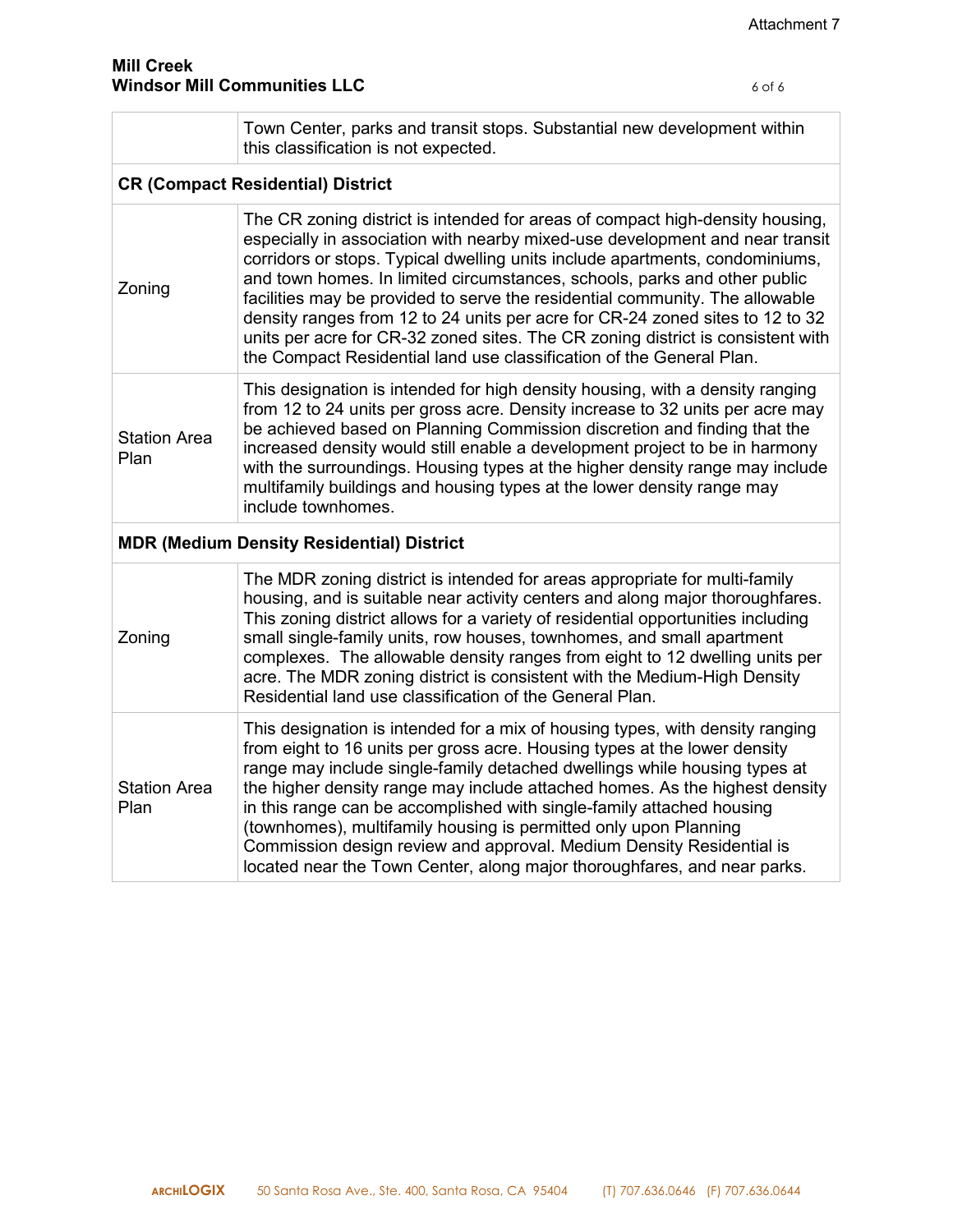| | |
|---|---|
| | Town Center, parks and transit stops. Substantial new development within this classification is not expected. |
| **CR (Compact Residential) District** | |
| Zoning | The CR zoning district is intended for areas of compact high-density housing, especially in association with nearby mixed-use development and near transit corridors or stops. Typical dwelling units include apartments, condominiums, and town homes. In limited circumstances, schools, parks and other public facilities may be provided to serve the residential community. The allowable density ranges from 12 to 24 units per acre for CR-24 zoned sites to 12 to 32 units per acre for CR-32 zoned sites. The CR zoning district is consistent with the Compact Residential land use classification of the General Plan. |
| Station Area Plan | This designation is intended for high density housing, with a density ranging from 12 to 24 units per gross acre. Density increase to 32 units per acre may be achieved based on Planning Commission discretion and finding that the increased density would still enable a development project to be in harmony with the surroundings. Housing types at the higher density range may include multifamily buildings and housing types at the lower density range may include townhomes. |
| **MDR (Medium Density Residential) District** | |
| Zoning | The MDR zoning district is intended for areas appropriate for multi-family housing, and is suitable near activity centers and along major thoroughfares. This zoning district allows for a variety of residential opportunities including small single-family units, row houses, townhomes, and small apartment complexes. The allowable density ranges from eight to 12 dwelling units per acre. The MDR zoning district is consistent with the Medium-High Density Residential land use classification of the General Plan. |
| Station Area Plan | This designation is intended for a mix of housing types, with density ranging from eight to 16 units per gross acre. Housing types at the lower density range may include single-family detached dwellings while housing types at the higher density range may include attached homes. As the highest density in this range can be accomplished with single-family attached housing (townhomes), multifamily housing is permitted only upon Planning Commission design review and approval. Medium Density Residential is located near the Town Center, along major thoroughfares, and near parks. |